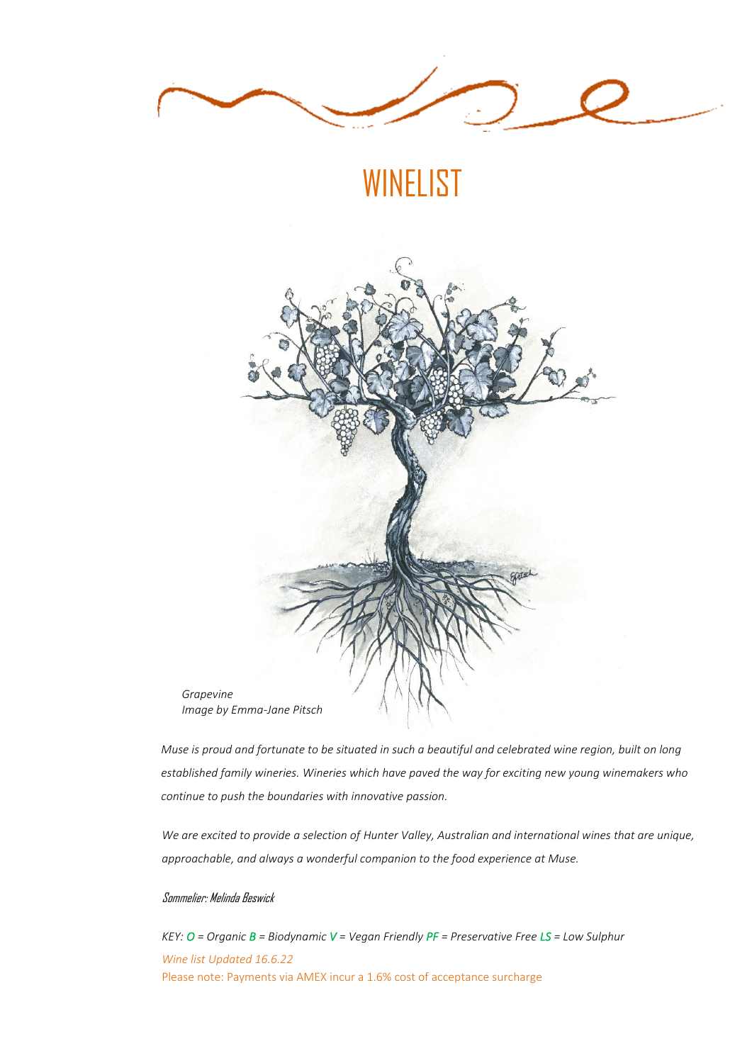# WINELIST

*Grapevine*
*Image by Emma-Jane Pitsch*

*Muse is proud and fortunate to be situated in such a beautiful and celebrated wine region, built on long established family wineries. Wineries which have paved the way for exciting new young winemakers who continue to push the boundaries with innovative passion.*

*We are excited to provide a selection of Hunter Valley, Australian and international wines that are unique, approachable, and always a wonderful companion to the food experience at Muse.*

*Sommelier: Melinda Beswick*

*KEY: O = Organic B = Biodynamic V = Vegan Friendly PF = Preservative Free LS = Low Sulphur*

*Wine list Updated 16.6.22*

Please note: Payments via AMEX incur a 1.6% cost of acceptance surcharge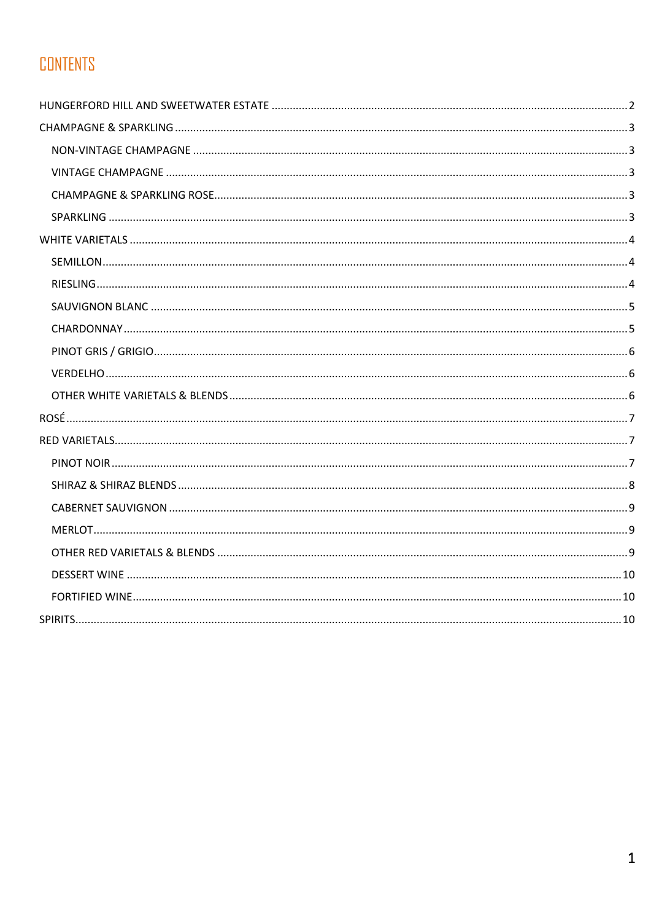# CONTENTS

HUNGERFORD HILL AND SWEETWATER ESTATE ..... 2

CHAMPAGNE & SPARKLING ..... 3

- NON-VINTAGE CHAMPAGNE ..... 3
- VINTAGE CHAMPAGNE ..... 3
- CHAMPAGNE & SPARKLING ROSE ..... 3
- SPARKLING ..... 3

WHITE VARIETALS ..... 4

- SEMILLON ..... 4
- RIESLING ..... 4
- SAUVIGNON BLANC ..... 5
- CHARDONNAY ..... 5
- PINOT GRIS / GRIGIO ..... 6
- VERDELHO ..... 6
- OTHER WHITE VARIETALS & BLENDS ..... 6

ROSÉ ..... 7

RED VARIETALS ..... 7

- PINOT NOIR ..... 7
- SHIRAZ & SHIRAZ BLENDS ..... 8
- CABERNET SAUVIGNON ..... 9
- MERLOT ..... 9
- OTHER RED VARIETALS & BLENDS ..... 9
- DESSERT WINE ..... 10
- FORTIFIED WINE ..... 10

SPIRITS ..... 10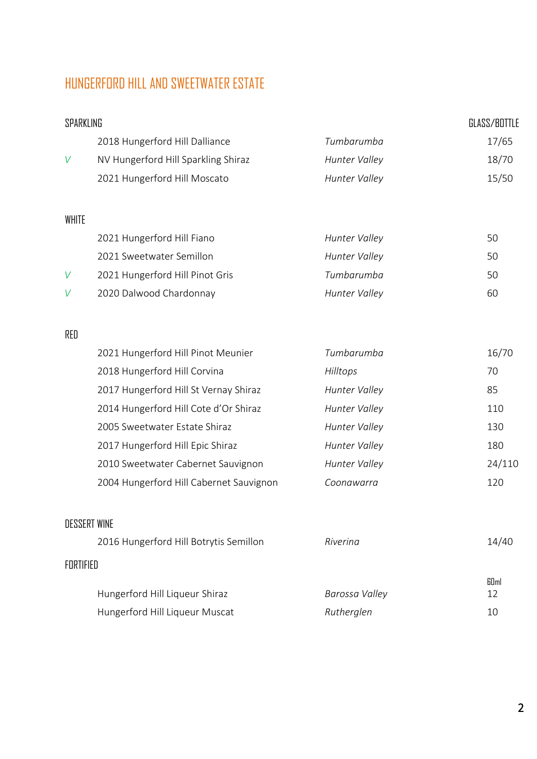# HUNGERFORD HILL AND SWEETWATER ESTATE

| SPARKLING | | | GLASS/BOTTLE |
|---|---|---|---|
| | 2018 Hungerford Hill Dalliance | *Tumbarumba* | 17/65 |
| *V* | NV Hungerford Hill Sparkling Shiraz | *Hunter Valley* | 18/70 |
| | 2021 Hungerford Hill Moscato | *Hunter Valley* | 15/50 |

| WHITE | | | |
|---|---|---|---|
| | 2021 Hungerford Hill Fiano | *Hunter Valley* | 50 |
| | 2021 Sweetwater Semillon | *Hunter Valley* | 50 |
| *V* | 2021 Hungerford Hill Pinot Gris | *Tumbarumba* | 50 |
| *V* | 2020 Dalwood Chardonnay | *Hunter Valley* | 60 |

| RED | | | |
|---|---|---|---|
| | 2021 Hungerford Hill Pinot Meunier | *Tumbarumba* | 16/70 |
| | 2018 Hungerford Hill Corvina | *Hilltops* | 70 |
| | 2017 Hungerford Hill St Vernay Shiraz | *Hunter Valley* | 85 |
| | 2014 Hungerford Hill Cote d'Or Shiraz | *Hunter Valley* | 110 |
| | 2005 Sweetwater Estate Shiraz | *Hunter Valley* | 130 |
| | 2017 Hungerford Hill Epic Shiraz | *Hunter Valley* | 180 |
| | 2010 Sweetwater Cabernet Sauvignon | *Hunter Valley* | 24/110 |
| | 2004 Hungerford Hill Cabernet Sauvignon | *Coonawarra* | 120 |

| DESSERT WINE | | | |
|---|---|---|---|
| | 2016 Hungerford Hill Botrytis Semillon | *Riverina* | 14/40 |

| FORTIFIED | | | 60ml |
|---|---|---|---|
| | Hungerford Hill Liqueur Shiraz | *Barossa Valley* | 12 |
| | Hungerford Hill Liqueur Muscat | *Rutherglen* | 10 |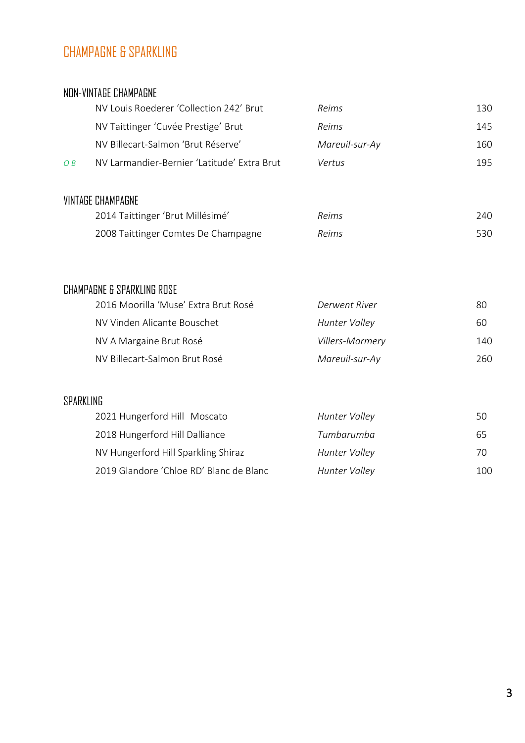# CHAMPAGNE & SPARKLING

## NON-VINTAGE CHAMPAGNE

| | Wine | Region | Price |
|---|---|---|---|
| | NV Louis Roederer 'Collection 242' Brut | *Reims* | 130 |
| | NV Taittinger 'Cuvée Prestige' Brut | *Reims* | 145 |
| | NV Billecart-Salmon 'Brut Réserve' | *Mareuil-sur-Ay* | 160 |
| *O B* | NV Larmandier-Bernier 'Latitude' Extra Brut | *Vertus* | 195 |

## VINTAGE CHAMPAGNE

| Wine | Region | Price |
|---|---|---|
| 2014 Taittinger 'Brut Millésimé' | *Reims* | 240 |
| 2008 Taittinger Comtes De Champagne | *Reims* | 530 |

## CHAMPAGNE & SPARKLING ROSE

| Wine | Region | Price |
|---|---|---|
| 2016 Moorilla 'Muse' Extra Brut Rosé | *Derwent River* | 80 |
| NV Vinden Alicante Bouschet | *Hunter Valley* | 60 |
| NV A Margaine Brut Rosé | *Villers-Marmery* | 140 |
| NV Billecart-Salmon Brut Rosé | *Mareuil-sur-Ay* | 260 |

## SPARKLING

| Wine | Region | Price |
|---|---|---|
| 2021 Hungerford Hill Moscato | *Hunter Valley* | 50 |
| 2018 Hungerford Hill Dalliance | *Tumbarumba* | 65 |
| NV Hungerford Hill Sparkling Shiraz | *Hunter Valley* | 70 |
| 2019 Glandore 'Chloe RD' Blanc de Blanc | *Hunter Valley* | 100 |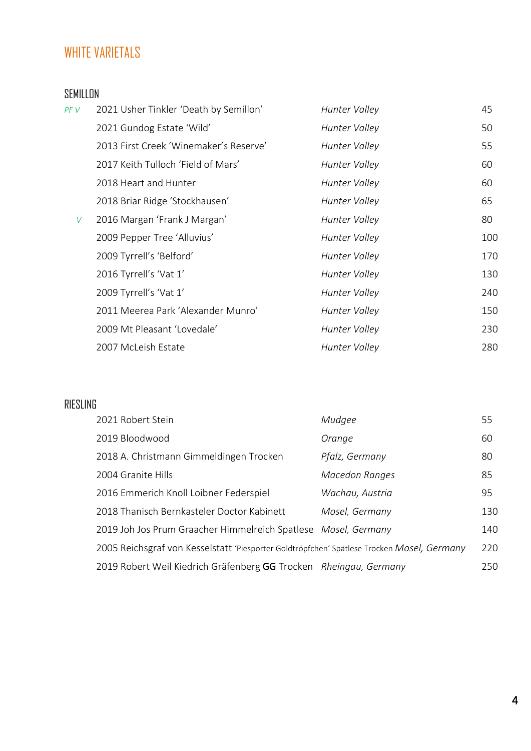# WHITE VARIETALS

## SEMILLON

| | | | |
|---|---|---|---|
| *PF V* | 2021 Usher Tinkler 'Death by Semillon' | *Hunter Valley* | 45 |
| | 2021 Gundog Estate 'Wild' | *Hunter Valley* | 50 |
| | 2013 First Creek 'Winemaker's Reserve' | *Hunter Valley* | 55 |
| | 2017 Keith Tulloch 'Field of Mars' | *Hunter Valley* | 60 |
| | 2018 Heart and Hunter | *Hunter Valley* | 60 |
| | 2018 Briar Ridge 'Stockhausen' | *Hunter Valley* | 65 |
| *V* | 2016 Margan 'Frank J Margan' | *Hunter Valley* | 80 |
| | 2009 Pepper Tree 'Alluvius' | *Hunter Valley* | 100 |
| | 2009 Tyrrell's 'Belford' | *Hunter Valley* | 170 |
| | 2016 Tyrrell's 'Vat 1' | *Hunter Valley* | 130 |
| | 2009 Tyrrell's 'Vat 1' | *Hunter Valley* | 240 |
| | 2011 Meerea Park 'Alexander Munro' | *Hunter Valley* | 150 |
| | 2009 Mt Pleasant 'Lovedale' | *Hunter Valley* | 230 |
| | 2007 McLeish Estate | *Hunter Valley* | 280 |

## RIESLING

| | | |
|---|---|---|
| 2021 Robert Stein | *Mudgee* | 55 |
| 2019 Bloodwood | *Orange* | 60 |
| 2018 A. Christmann Gimmeldingen Trocken | *Pfalz, Germany* | 80 |
| 2004 Granite Hills | *Macedon Ranges* | 85 |
| 2016 Emmerich Knoll Loibner Federspiel | *Wachau, Austria* | 95 |
| 2018 Thanisch Bernkasteler Doctor Kabinett | *Mosel, Germany* | 130 |
| 2019 Joh Jos Prum Graacher Himmelreich Spatlese | *Mosel, Germany* | 140 |
| 2005 Reichsgraf von Kesselstatt 'Piesporter Goldtröpfchen' Spätlese Trocken | *Mosel, Germany* | 220 |
| 2019 Robert Weil Kiedrich Gräfenberg GG Trocken | *Rheingau, Germany* | 250 |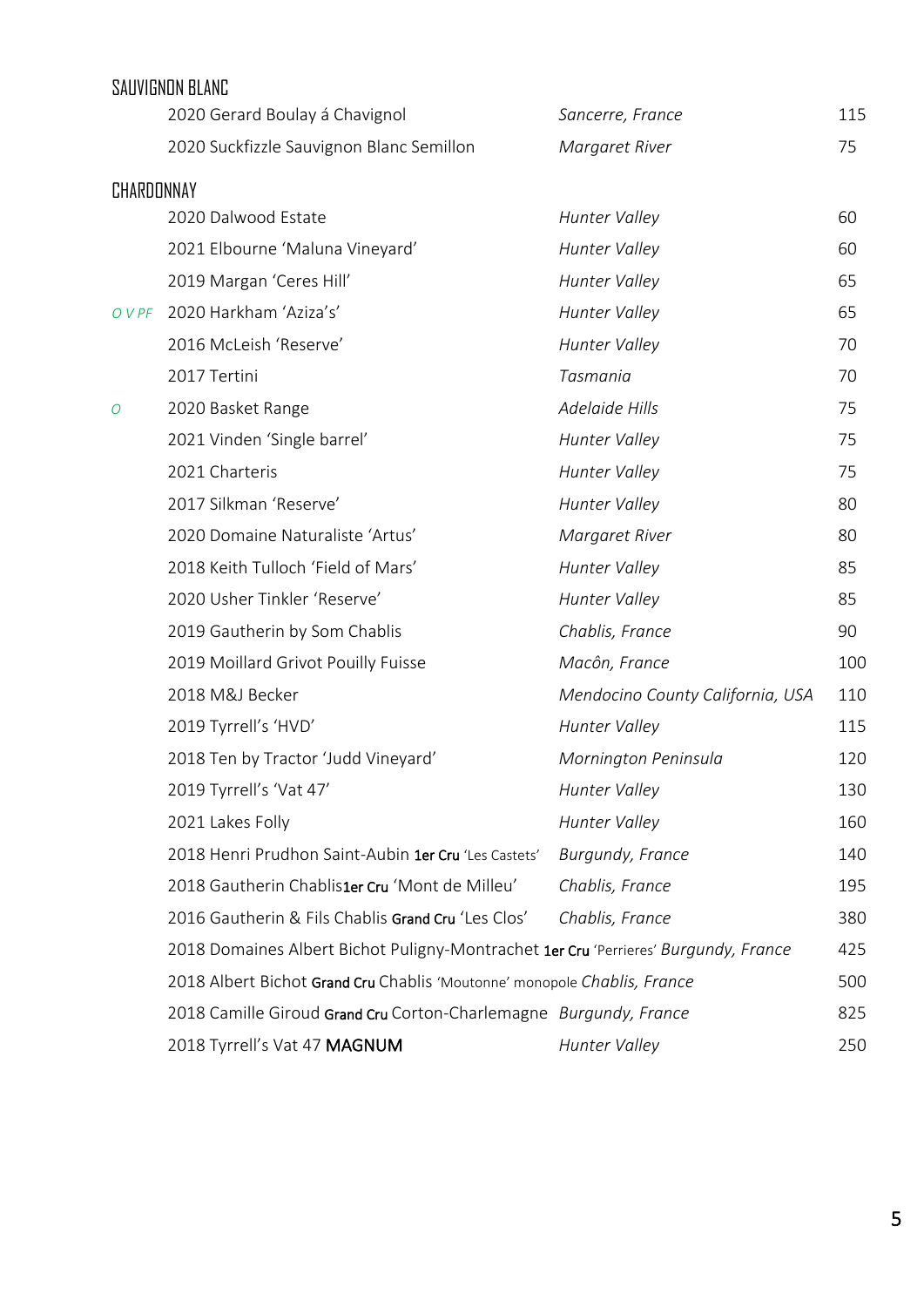## SAUVIGNON BLANC

| | Wine | Region | Price |
|---|---|---|---|
| | 2020 Gerard Boulay á Chavignol | *Sancerre, France* | 115 |
| | 2020 Suckfizzle Sauvignon Blanc Semillon | *Margaret River* | 75 |

## CHARDONNAY

| | Wine | Region | Price |
|---|---|---|---|
| | 2020 Dalwood Estate | *Hunter Valley* | 60 |
| | 2021 Elbourne 'Maluna Vineyard' | *Hunter Valley* | 60 |
| | 2019 Margan 'Ceres Hill' | *Hunter Valley* | 65 |
| *O V PF* | 2020 Harkham 'Aziza's' | *Hunter Valley* | 65 |
| | 2016 McLeish 'Reserve' | *Hunter Valley* | 70 |
| | 2017 Tertini | *Tasmania* | 70 |
| *O* | 2020 Basket Range | *Adelaide Hills* | 75 |
| | 2021 Vinden 'Single barrel' | *Hunter Valley* | 75 |
| | 2021 Charteris | *Hunter Valley* | 75 |
| | 2017 Silkman 'Reserve' | *Hunter Valley* | 80 |
| | 2020 Domaine Naturaliste 'Artus' | *Margaret River* | 80 |
| | 2018 Keith Tulloch 'Field of Mars' | *Hunter Valley* | 85 |
| | 2020 Usher Tinkler 'Reserve' | *Hunter Valley* | 85 |
| | 2019 Gautherin by Som Chablis | *Chablis, France* | 90 |
| | 2019 Moillard Grivot Pouilly Fuisse | *Macôn, France* | 100 |
| | 2018 M&J Becker | *Mendocino County California, USA* | 110 |
| | 2019 Tyrrell's 'HVD' | *Hunter Valley* | 115 |
| | 2018 Ten by Tractor 'Judd Vineyard' | *Mornington Peninsula* | 120 |
| | 2019 Tyrrell's 'Vat 47' | *Hunter Valley* | 130 |
| | 2021 Lakes Folly | *Hunter Valley* | 160 |
| | 2018 Henri Prudhon Saint-Aubin **1er Cru** 'Les Castets' | *Burgundy, France* | 140 |
| | 2018 Gautherin Chablis **1er Cru** 'Mont de Milleu' | *Chablis, France* | 195 |
| | 2016 Gautherin & Fils Chablis **Grand Cru** 'Les Clos' | *Chablis, France* | 380 |
| | 2018 Domaines Albert Bichot Puligny-Montrachet **1er Cru** 'Perrieres' | *Burgundy, France* | 425 |
| | 2018 Albert Bichot **Grand Cru** Chablis 'Moutonne' monopole | *Chablis, France* | 500 |
| | 2018 Camille Giroud **Grand Cru** Corton-Charlemagne | *Burgundy, France* | 825 |
| | 2018 Tyrrell's Vat 47 **MAGNUM** | *Hunter Valley* | 250 |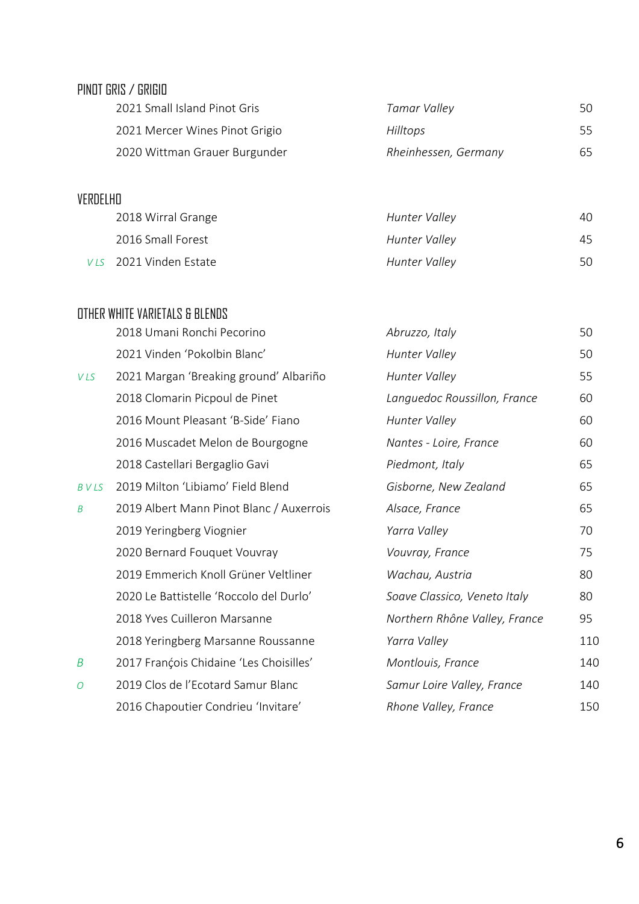## PINOT GRIS / GRIGIO

| | Wine | Region | Price |
|---|---|---|---|
| | 2021 Small Island Pinot Gris | *Tamar Valley* | 50 |
| | 2021 Mercer Wines Pinot Grigio | *Hilltops* | 55 |
| | 2020 Wittman Grauer Burgunder | *Rheinhessen, Germany* | 65 |

## VERDELHO

| | Wine | Region | Price |
|---|---|---|---|
| | 2018 Wirral Grange | *Hunter Valley* | 40 |
| | 2016 Small Forest | *Hunter Valley* | 45 |
| *V LS* | 2021 Vinden Estate | *Hunter Valley* | 50 |

## OTHER WHITE VARIETALS & BLENDS

| | Wine | Region | Price |
|---|---|---|---|
| | 2018 Umani Ronchi Pecorino | *Abruzzo, Italy* | 50 |
| | 2021 Vinden 'Pokolbin Blanc' | *Hunter Valley* | 50 |
| *V LS* | 2021 Margan 'Breaking ground' Albariño | *Hunter Valley* | 55 |
| | 2018 Clomarin Picpoul de Pinet | *Languedoc Roussillon, France* | 60 |
| | 2016 Mount Pleasant 'B-Side' Fiano | *Hunter Valley* | 60 |
| | 2016 Muscadet Melon de Bourgogne | *Nantes - Loire, France* | 60 |
| | 2018 Castellari Bergaglio Gavi | *Piedmont, Italy* | 65 |
| *B V LS* | 2019 Milton 'Libiamo' Field Blend | *Gisborne, New Zealand* | 65 |
| *B* | 2019 Albert Mann Pinot Blanc / Auxerrois | *Alsace, France* | 65 |
| | 2019 Yeringberg Viognier | *Yarra Valley* | 70 |
| | 2020 Bernard Fouquet Vouvray | *Vouvray, France* | 75 |
| | 2019 Emmerich Knoll Grüner Veltliner | *Wachau, Austria* | 80 |
| | 2020 Le Battistelle 'Roccolo del Durlo' | *Soave Classico, Veneto Italy* | 80 |
| | 2018 Yves Cuilleron Marsanne | *Northern Rhône Valley, France* | 95 |
| | 2018 Yeringberg Marsanne Roussanne | *Yarra Valley* | 110 |
| *B* | 2017 Françios Chidaine 'Les Choisilles' | *Montlouis, France* | 140 |
| *O* | 2019 Clos de l'Ecotard Samur Blanc | *Samur Loire Valley, France* | 140 |
| | 2016 Chapoutier Condrieu 'Invitare' | *Rhone Valley, France* | 150 |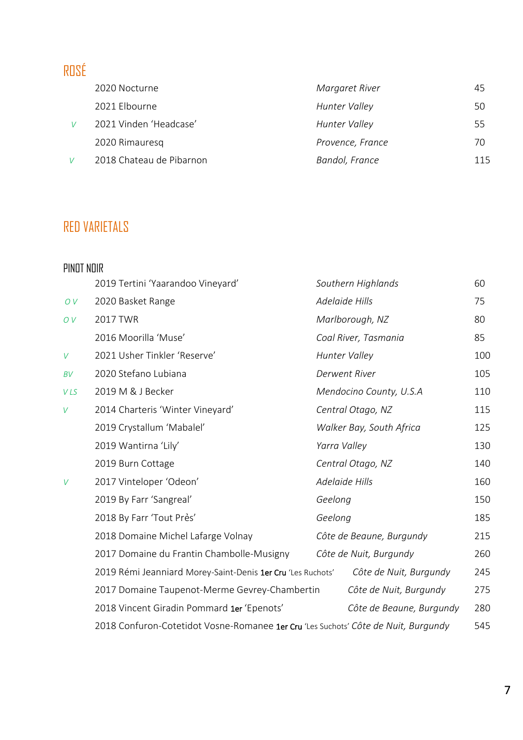## ROSÉ

| | | | |
|---|---|---|---|
| | 2020 Nocturne | *Margaret River* | 45 |
| | 2021 Elbourne | *Hunter Valley* | 50 |
| *V* | 2021 Vinden 'Headcase' | *Hunter Valley* | 55 |
| | 2020 Rimauresq | *Provence, France* | 70 |
| *V* | 2018 Chateau de Pibarnon | *Bandol, France* | 115 |

## RED VARIETALS

### PINOT NOIR

| | | | |
|---|---|---|---|
| | 2019 Tertini 'Yaarandoo Vineyard' | *Southern Highlands* | 60 |
| *O V* | 2020 Basket Range | *Adelaide Hills* | 75 |
| *O V* | 2017 TWR | *Marlborough, NZ* | 80 |
| | 2016 Moorilla 'Muse' | *Coal River, Tasmania* | 85 |
| *V* | 2021 Usher Tinkler 'Reserve' | *Hunter Valley* | 100 |
| *BV* | 2020 Stefano Lubiana | *Derwent River* | 105 |
| *V LS* | 2019 M & J Becker | *Mendocino County, U.S.A* | 110 |
| *V* | 2014 Charteris 'Winter Vineyard' | *Central Otago, NZ* | 115 |
| | 2019 Crystallum 'Mabalel' | *Walker Bay, South Africa* | 125 |
| | 2019 Wantirna 'Lily' | *Yarra Valley* | 130 |
| | 2019 Burn Cottage | *Central Otago, NZ* | 140 |
| *V* | 2017 Vinteloper 'Odeon' | *Adelaide Hills* | 160 |
| | 2019 By Farr 'Sangreal' | *Geelong* | 150 |
| | 2018 By Farr 'Tout Prês' | *Geelong* | 185 |
| | 2018 Domaine Michel Lafarge Volnay | *Côte de Beaune, Burgundy* | 215 |
| | 2017 Domaine du Frantin Chambolle-Musigny | *Côte de Nuit, Burgundy* | 260 |
| | 2019 Rémi Jeanniard Morey-Saint-Denis **1er Cru** 'Les Ruchots' | *Côte de Nuit, Burgundy* | 245 |
| | 2017 Domaine Taupenot-Merme Gevrey-Chambertin | *Côte de Nuit, Burgundy* | 275 |
| | 2018 Vincent Giradin Pommard **1er** 'Epenots' | *Côte de Beaune, Burgundy* | 280 |
| | 2018 Confuron-Cotetidot Vosne-Romanee **1er Cru** 'Les Suchots' | *Côte de Nuit, Burgundy* | 545 |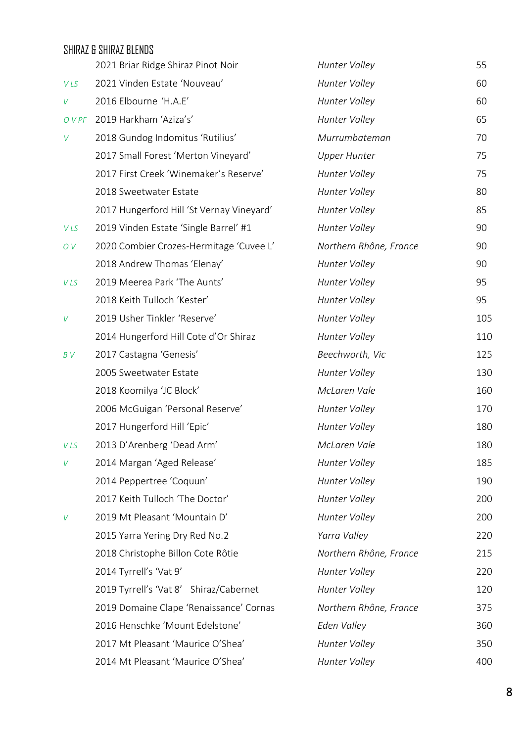## SHIRAZ & SHIRAZ BLENDS

| | | | |
|---|---|---|---|
| | 2021 Briar Ridge Shiraz Pinot Noir | *Hunter Valley* | 55 |
| *V LS* | 2021 Vinden Estate 'Nouveau' | *Hunter Valley* | 60 |
| *V* | 2016 Elbourne 'H.A.E' | *Hunter Valley* | 60 |
| *O V PF* | 2019 Harkham 'Aziza's' | *Hunter Valley* | 65 |
| *V* | 2018 Gundog Indomitus 'Rutilius' | *Murrumbateman* | 70 |
| | 2017 Small Forest 'Merton Vineyard' | *Upper Hunter* | 75 |
| | 2017 First Creek 'Winemaker's Reserve' | *Hunter Valley* | 75 |
| | 2018 Sweetwater Estate | *Hunter Valley* | 80 |
| | 2017 Hungerford Hill 'St Vernay Vineyard' | *Hunter Valley* | 85 |
| *V LS* | 2019 Vinden Estate 'Single Barrel' #1 | *Hunter Valley* | 90 |
| *O V* | 2020 Combier Crozes-Hermitage 'Cuvee L' | *Northern Rhône, France* | 90 |
| | 2018 Andrew Thomas 'Elenay' | *Hunter Valley* | 90 |
| *V LS* | 2019 Meerea Park 'The Aunts' | *Hunter Valley* | 95 |
| | 2018 Keith Tulloch 'Kester' | *Hunter Valley* | 95 |
| *V* | 2019 Usher Tinkler 'Reserve' | *Hunter Valley* | 105 |
| | 2014 Hungerford Hill Cote d'Or Shiraz | *Hunter Valley* | 110 |
| *B V* | 2017 Castagna 'Genesis' | *Beechworth, Vic* | 125 |
| | 2005 Sweetwater Estate | *Hunter Valley* | 130 |
| | 2018 Koomilya 'JC Block' | *McLaren Vale* | 160 |
| | 2006 McGuigan 'Personal Reserve' | *Hunter Valley* | 170 |
| | 2017 Hungerford Hill 'Epic' | *Hunter Valley* | 180 |
| *V LS* | 2013 D'Arenberg 'Dead Arm' | *McLaren Vale* | 180 |
| *V* | 2014 Margan 'Aged Release' | *Hunter Valley* | 185 |
| | 2014 Peppertree 'Coquun' | *Hunter Valley* | 190 |
| | 2017 Keith Tulloch 'The Doctor' | *Hunter Valley* | 200 |
| *V* | 2019 Mt Pleasant 'Mountain D' | *Hunter Valley* | 200 |
| | 2015 Yarra Yering Dry Red No.2 | *Yarra Valley* | 220 |
| | 2018 Christophe Billon Cote Rôtie | *Northern Rhône, France* | 215 |
| | 2014 Tyrrell's 'Vat 9' | *Hunter Valley* | 220 |
| | 2019 Tyrrell's 'Vat 8' Shiraz/Cabernet | *Hunter Valley* | 120 |
| | 2019 Domaine Clape 'Renaissance' Cornas | *Northern Rhône, France* | 375 |
| | 2016 Henschke 'Mount Edelstone' | *Eden Valley* | 360 |
| | 2017 Mt Pleasant 'Maurice O'Shea' | *Hunter Valley* | 350 |
| | 2014 Mt Pleasant 'Maurice O'Shea' | *Hunter Valley* | 400 |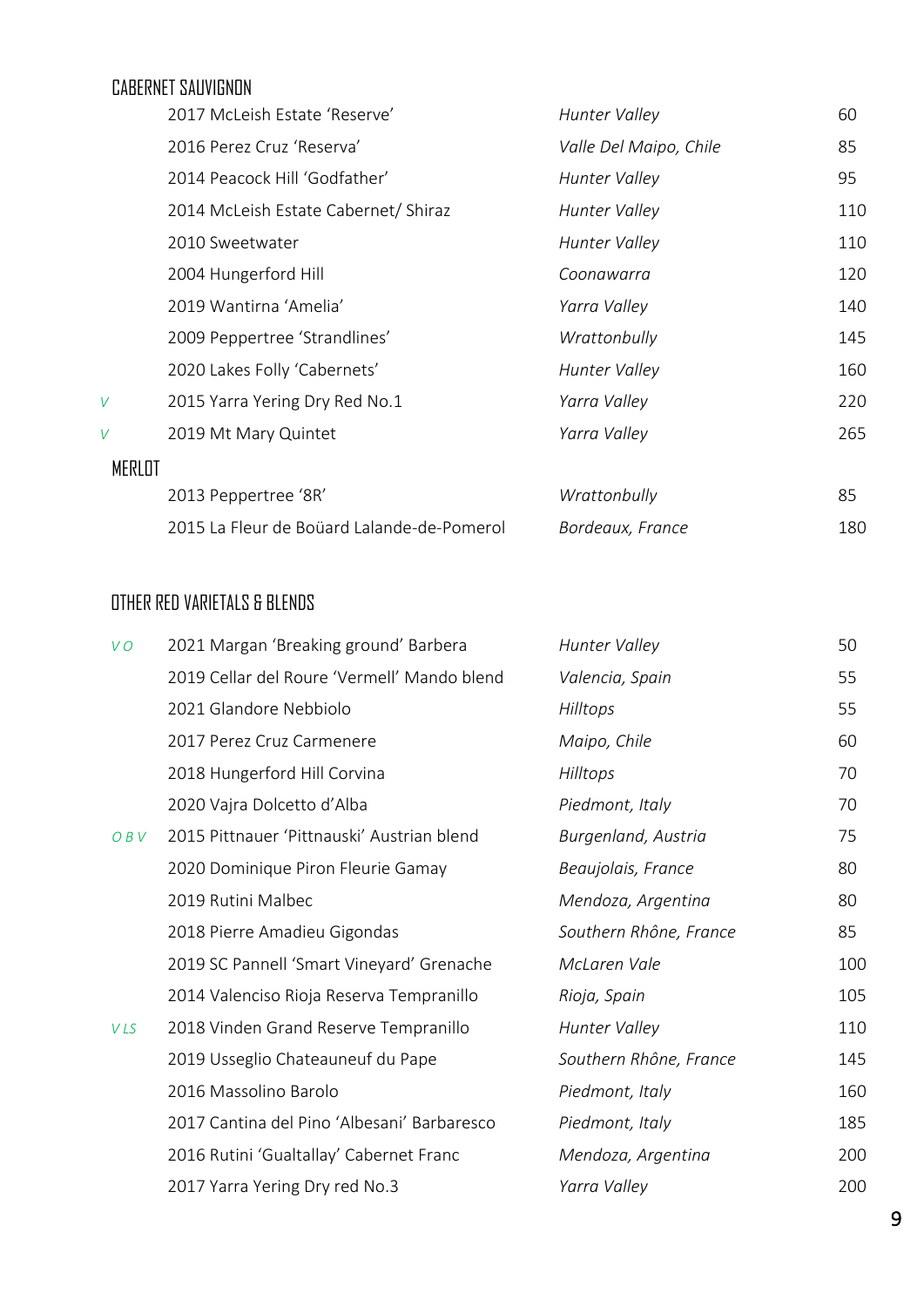## CABERNET SAUVIGNON

| | Wine | Region | Price |
|---|---|---|---|
| | 2017 McLeish Estate 'Reserve' | *Hunter Valley* | 60 |
| | 2016 Perez Cruz 'Reserva' | *Valle Del Maipo, Chile* | 85 |
| | 2014 Peacock Hill 'Godfather' | *Hunter Valley* | 95 |
| | 2014 McLeish Estate Cabernet/ Shiraz | *Hunter Valley* | 110 |
| | 2010 Sweetwater | *Hunter Valley* | 110 |
| | 2004 Hungerford Hill | *Coonawarra* | 120 |
| | 2019 Wantirna 'Amelia' | *Yarra Valley* | 140 |
| | 2009 Peppertree 'Strandlines' | *Wrattonbully* | 145 |
| | 2020 Lakes Folly 'Cabernets' | *Hunter Valley* | 160 |
| *V* | 2015 Yarra Yering Dry Red No.1 | *Yarra Valley* | 220 |
| *V* | 2019 Mt Mary Quintet | *Yarra Valley* | 265 |

## MERLOT

| | Wine | Region | Price |
|---|---|---|---|
| | 2013 Peppertree '8R' | *Wrattonbully* | 85 |
| | 2015 La Fleur de Boüard Lalande-de-Pomerol | *Bordeaux, France* | 180 |

## OTHER RED VARIETALS & BLENDS

| | Wine | Region | Price |
|---|---|---|---|
| *V O* | 2021 Margan 'Breaking ground' Barbera | *Hunter Valley* | 50 |
| | 2019 Cellar del Roure 'Vermell' Mando blend | *Valencia, Spain* | 55 |
| | 2021 Glandore Nebbiolo | *Hilltops* | 55 |
| | 2017 Perez Cruz Carmenere | *Maipo, Chile* | 60 |
| | 2018 Hungerford Hill Corvina | *Hilltops* | 70 |
| | 2020 Vajra Dolcetto d'Alba | *Piedmont, Italy* | 70 |
| *O B V* | 2015 Pittnauer 'Pittnauski' Austrian blend | *Burgenland, Austria* | 75 |
| | 2020 Dominique Piron Fleurie Gamay | *Beaujolais, France* | 80 |
| | 2019 Rutini Malbec | *Mendoza, Argentina* | 80 |
| | 2018 Pierre Amadieu Gigondas | *Southern Rhône, France* | 85 |
| | 2019 SC Pannell 'Smart Vineyard' Grenache | *McLaren Vale* | 100 |
| | 2014 Valenciso Rioja Reserva Tempranillo | *Rioja, Spain* | 105 |
| *V LS* | 2018 Vinden Grand Reserve Tempranillo | *Hunter Valley* | 110 |
| | 2019 Usseglio Chateauneuf du Pape | *Southern Rhône, France* | 145 |
| | 2016 Massolino Barolo | *Piedmont, Italy* | 160 |
| | 2017 Cantina del Pino 'Albesani' Barbaresco | *Piedmont, Italy* | 185 |
| | 2016 Rutini 'Gualtallay' Cabernet Franc | *Mendoza, Argentina* | 200 |
| | 2017 Yarra Yering Dry red No.3 | *Yarra Valley* | 200 |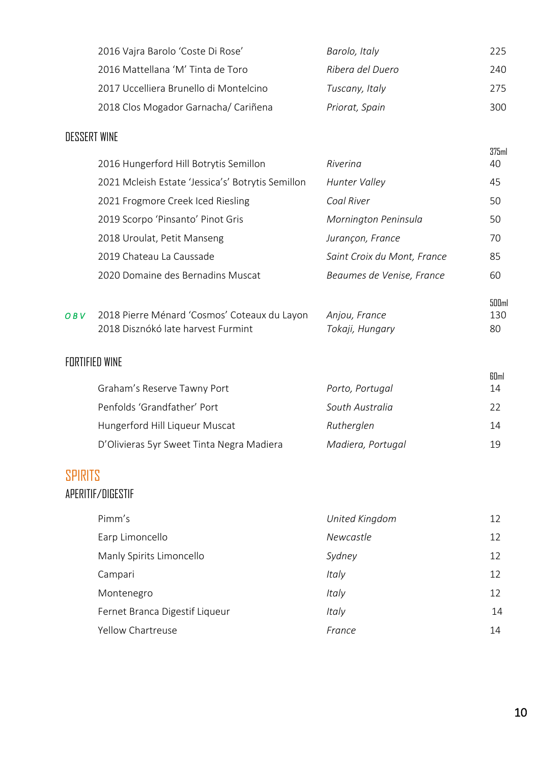| | | |
|---|---|---|
| 2016 Vajra Barolo 'Coste Di Rose' | *Barolo, Italy* | 225 |
| 2016 Mattellana 'M' Tinta de Toro | *Ribera del Duero* | 240 |
| 2017 Uccelliera Brunello di Montelcino | *Tuscany, Italy* | 275 |
| 2018 Clos Mogador Garnacha/ Cariñena | *Priorat, Spain* | 300 |

## DESSERT WINE

| | | 375ml |
|---|---|---|
| 2016 Hungerford Hill Botrytis Semillon | *Riverina* | 40 |
| 2021 Mcleish Estate 'Jessica's' Botrytis Semillon | *Hunter Valley* | 45 |
| 2021 Frogmore Creek Iced Riesling | *Coal River* | 50 |
| 2019 Scorpo 'Pinsanto' Pinot Gris | *Mornington Peninsula* | 50 |
| 2018 Uroulat, Petit Manseng | *Jurançon, France* | 70 |
| 2019 Chateau La Caussade | *Saint Croix du Mont, France* | 85 |
| 2020 Domaine des Bernadins Muscat | *Beaumes de Venise, France* | 60 |

| | | | 500ml |
|---|---|---|---|
| ***O B V*** | 2018 Pierre Ménard 'Cosmos' Coteaux du Layon | *Anjou, France* | 130 |
| | 2018 Disznókó late harvest Furmint | *Tokaji, Hungary* | 80 |

## FORTIFIED WINE

| | | 60ml |
|---|---|---|
| Graham's Reserve Tawny Port | *Porto, Portugal* | 14 |
| Penfolds 'Grandfather' Port | *South Australia* | 22 |
| Hungerford Hill Liqueur Muscat | *Rutherglen* | 14 |
| D'Olivieras 5yr Sweet Tinta Negra Madiera | *Madiera, Portugal* | 19 |

# SPIRITS

## APERITIF/DIGESTIF

| | | |
|---|---|---|
| Pimm's | *United Kingdom* | 12 |
| Earp Limoncello | *Newcastle* | 12 |
| Manly Spirits Limoncello | *Sydney* | 12 |
| Campari | *Italy* | 12 |
| Montenegro | *Italy* | 12 |
| Fernet Branca Digestif Liqueur | *Italy* | 14 |
| Yellow Chartreuse | *France* | 14 |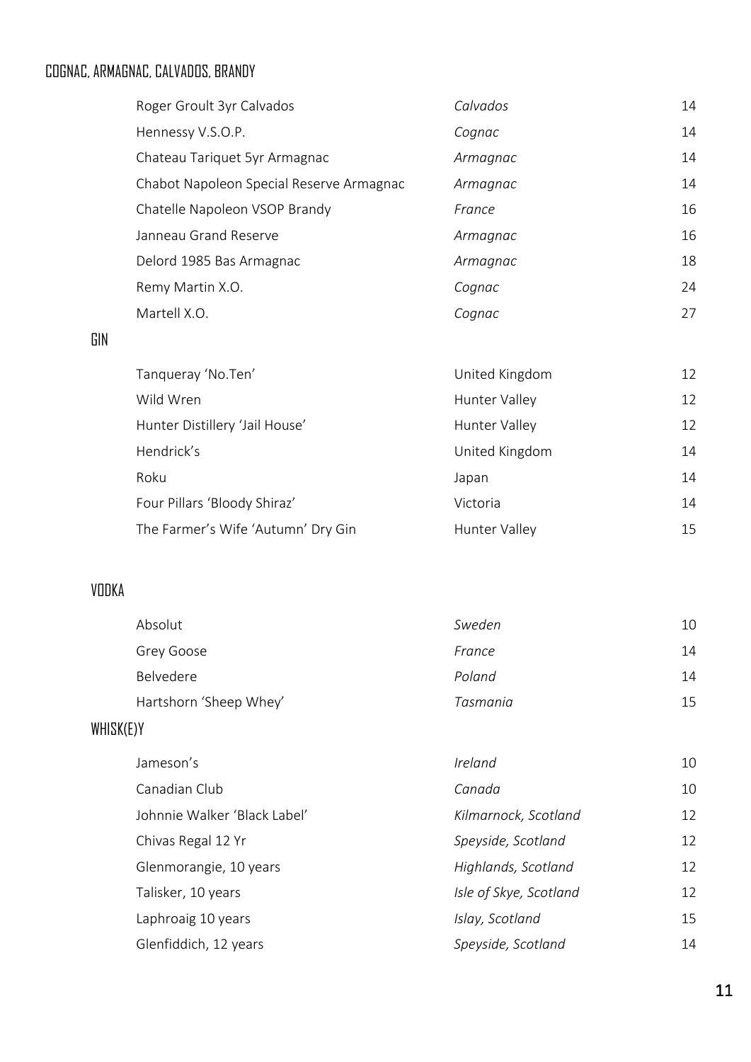## COGNAC, ARMAGNAC, CALVADOS, BRANDY

| | | |
|---|---|---|
| Roger Groult 3yr Calvados | *Calvados* | 14 |
| Hennessy V.S.O.P. | *Cognac* | 14 |
| Chateau Tariquet 5yr Armagnac | *Armagnac* | 14 |
| Chabot Napoleon Special Reserve Armagnac | *Armagnac* | 14 |
| Chatelle Napoleon VSOP Brandy | *France* | 16 |
| Janneau Grand Reserve | *Armagnac* | 16 |
| Delord 1985 Bas Armagnac | *Armagnac* | 18 |
| Remy Martin X.O. | *Cognac* | 24 |
| Martell X.O. | *Cognac* | 27 |

## GIN

| | | |
|---|---|---|
| Tanqueray 'No.Ten' | United Kingdom | 12 |
| Wild Wren | Hunter Valley | 12 |
| Hunter Distillery 'Jail House' | Hunter Valley | 12 |
| Hendrick's | United Kingdom | 14 |
| Roku | Japan | 14 |
| Four Pillars 'Bloody Shiraz' | Victoria | 14 |
| The Farmer's Wife 'Autumn' Dry Gin | Hunter Valley | 15 |

## VODKA

| | | |
|---|---|---|
| Absolut | *Sweden* | 10 |
| Grey Goose | *France* | 14 |
| Belvedere | *Poland* | 14 |
| Hartshorn 'Sheep Whey' | *Tasmania* | 15 |

## WHISK(E)Y

| | | |
|---|---|---|
| Jameson's | *Ireland* | 10 |
| Canadian Club | *Canada* | 10 |
| Johnnie Walker 'Black Label' | *Kilmarnock, Scotland* | 12 |
| Chivas Regal 12 Yr | *Speyside, Scotland* | 12 |
| Glenmorangie, 10 years | *Highlands, Scotland* | 12 |
| Talisker, 10 years | *Isle of Skye, Scotland* | 12 |
| Laphroaig 10 years | *Islay, Scotland* | 15 |
| Glenfiddich, 12 years | *Speyside, Scotland* | 14 |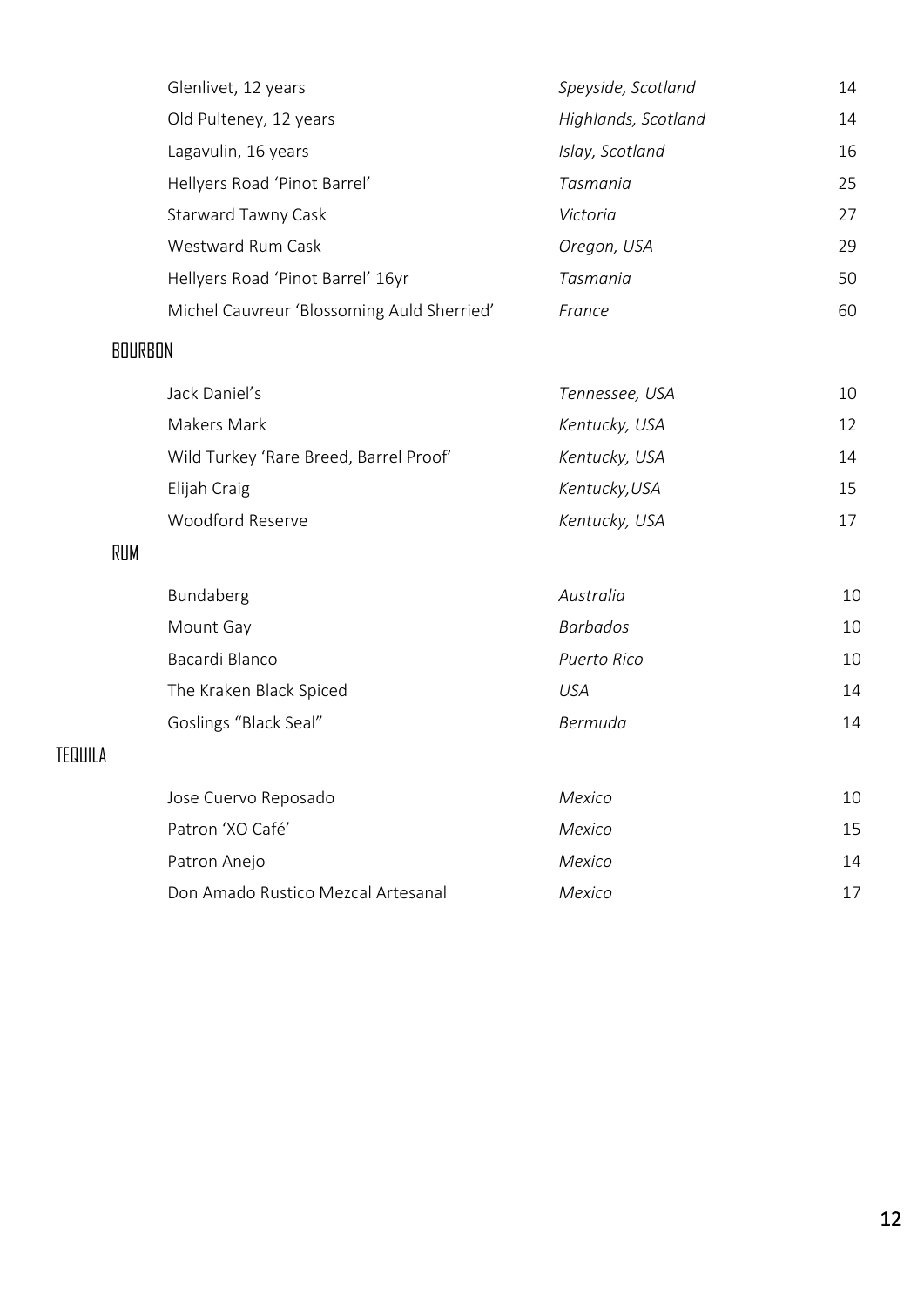| | | |
|---|---|---|
| Glenlivet, 12 years | *Speyside, Scotland* | 14 |
| Old Pulteney, 12 years | *Highlands, Scotland* | 14 |
| Lagavulin, 16 years | *Islay, Scotland* | 16 |
| Hellyers Road 'Pinot Barrel' | *Tasmania* | 25 |
| Starward Tawny Cask | *Victoria* | 27 |
| Westward Rum Cask | *Oregon, USA* | 29 |
| Hellyers Road 'Pinot Barrel' 16yr | *Tasmania* | 50 |
| Michel Cauvreur 'Blossoming Auld Sherried' | *France* | 60 |

## BOURBON

| | | |
|---|---|---|
| Jack Daniel's | *Tennessee, USA* | 10 |
| Makers Mark | *Kentucky, USA* | 12 |
| Wild Turkey 'Rare Breed, Barrel Proof' | *Kentucky, USA* | 14 |
| Elijah Craig | *Kentucky,USA* | 15 |
| Woodford Reserve | *Kentucky, USA* | 17 |

## RUM

| | | |
|---|---|---|
| Bundaberg | *Australia* | 10 |
| Mount Gay | *Barbados* | 10 |
| Bacardi Blanco | *Puerto Rico* | 10 |
| The Kraken Black Spiced | *USA* | 14 |
| Goslings "Black Seal" | *Bermuda* | 14 |

## TEQUILA

| | | |
|---|---|---|
| Jose Cuervo Reposado | *Mexico* | 10 |
| Patron 'XO Café' | *Mexico* | 15 |
| Patron Anejo | *Mexico* | 14 |
| Don Amado Rustico Mezcal Artesanal | *Mexico* | 17 |